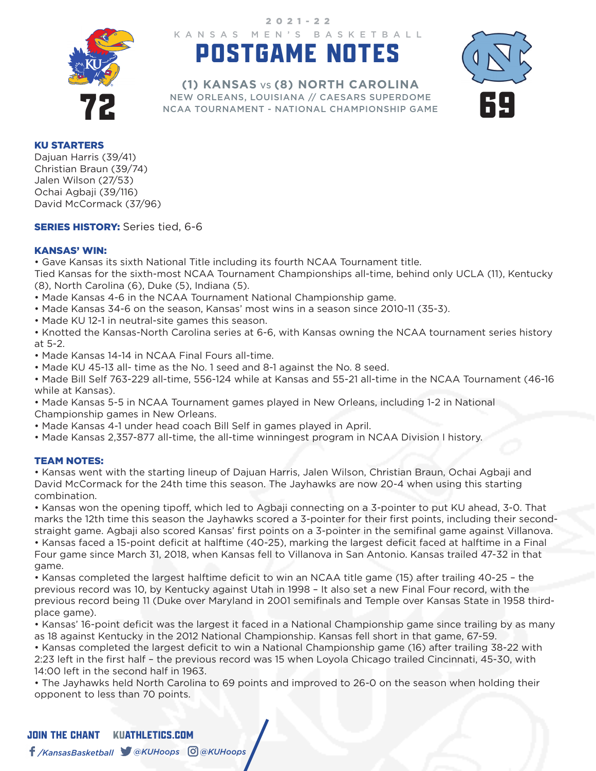2021-22

KANSAS MEN'S BASKETBALL

# POSTGAME NOTES

## (1) KANSAS vs (8) NORTH CAROLINA

NEW ORLEANS, LOUISIANA // CAESARS SUPERDOME

NCAA TOURNAMENT - NATIONAL CHAMPIONSHIP GAME

72

69

**KU STARTERS**

Dajuan Harris (39/41)
Christian Braun (39/74)
Jalen Wilson (27/53)
Ochai Agbaji (39/116)
David McCormack (37/96)

**SERIES HISTORY:** Series tied, 6-6

**KANSAS' WIN:**

- Gave Kansas its sixth National Title including its fourth NCAA Tournament title.
Tied Kansas for the sixth-most NCAA Tournament Championships all-time, behind only UCLA (11), Kentucky (8), North Carolina (6), Duke (5), Indiana (5).
- Made Kansas 4-6 in the NCAA Tournament National Championship game.
- Made Kansas 34-6 on the season, Kansas' most wins in a season since 2010-11 (35-3).
- Made KU 12-1 in neutral-site games this season.
- Knotted the Kansas-North Carolina series at 6-6, with Kansas owning the NCAA tournament series history at 5-2.
- Made Kansas 14-14 in NCAA Final Fours all-time.
- Made KU 45-13 all- time as the No. 1 seed and 8-1 against the No. 8 seed.
- Made Bill Self 763-229 all-time, 556-124 while at Kansas and 55-21 all-time in the NCAA Tournament (46-16 while at Kansas).
- Made Kansas 5-5 in NCAA Tournament games played in New Orleans, including 1-2 in National Championship games in New Orleans.
- Made Kansas 4-1 under head coach Bill Self in games played in April.
- Made Kansas 2,357-877 all-time, the all-time winningest program in NCAA Division I history.

**TEAM NOTES:**

- Kansas went with the starting lineup of Dajuan Harris, Jalen Wilson, Christian Braun, Ochai Agbaji and David McCormack for the 24th time this season. The Jayhawks are now 20-4 when using this starting combination.
- Kansas won the opening tipoff, which led to Agbaji connecting on a 3-pointer to put KU ahead, 3-0. That marks the 12th time this season the Jayhawks scored a 3-pointer for their first points, including their second-straight game. Agbaji also scored Kansas' first points on a 3-pointer in the semifinal game against Villanova.
- Kansas faced a 15-point deficit at halftime (40-25), marking the largest deficit faced at halftime in a Final Four game since March 31, 2018, when Kansas fell to Villanova in San Antonio. Kansas trailed 47-32 in that game.
- Kansas completed the largest halftime deficit to win an NCAA title game (15) after trailing 40-25 – the previous record was 10, by Kentucky against Utah in 1998 – It also set a new Final Four record, with the previous record being 11 (Duke over Maryland in 2001 semifinals and Temple over Kansas State in 1958 third-place game).
- Kansas' 16-point deficit was the largest it faced in a National Championship game since trailing by as many as 18 against Kentucky in the 2012 National Championship. Kansas fell short in that game, 67-59.
- Kansas completed the largest deficit to win a National Championship game (16) after trailing 38-22 with 2:23 left in the first half – the previous record was 15 when Loyola Chicago trailed Cincinnati, 45-30, with 14:00 left in the second half in 1963.
- The Jayhawks held North Carolina to 69 points and improved to 26-0 on the season when holding their opponent to less than 70 points.

JOIN THE CHANT KUATHLETICS.COM

/KansasBasketball @KUHoops @KUHoops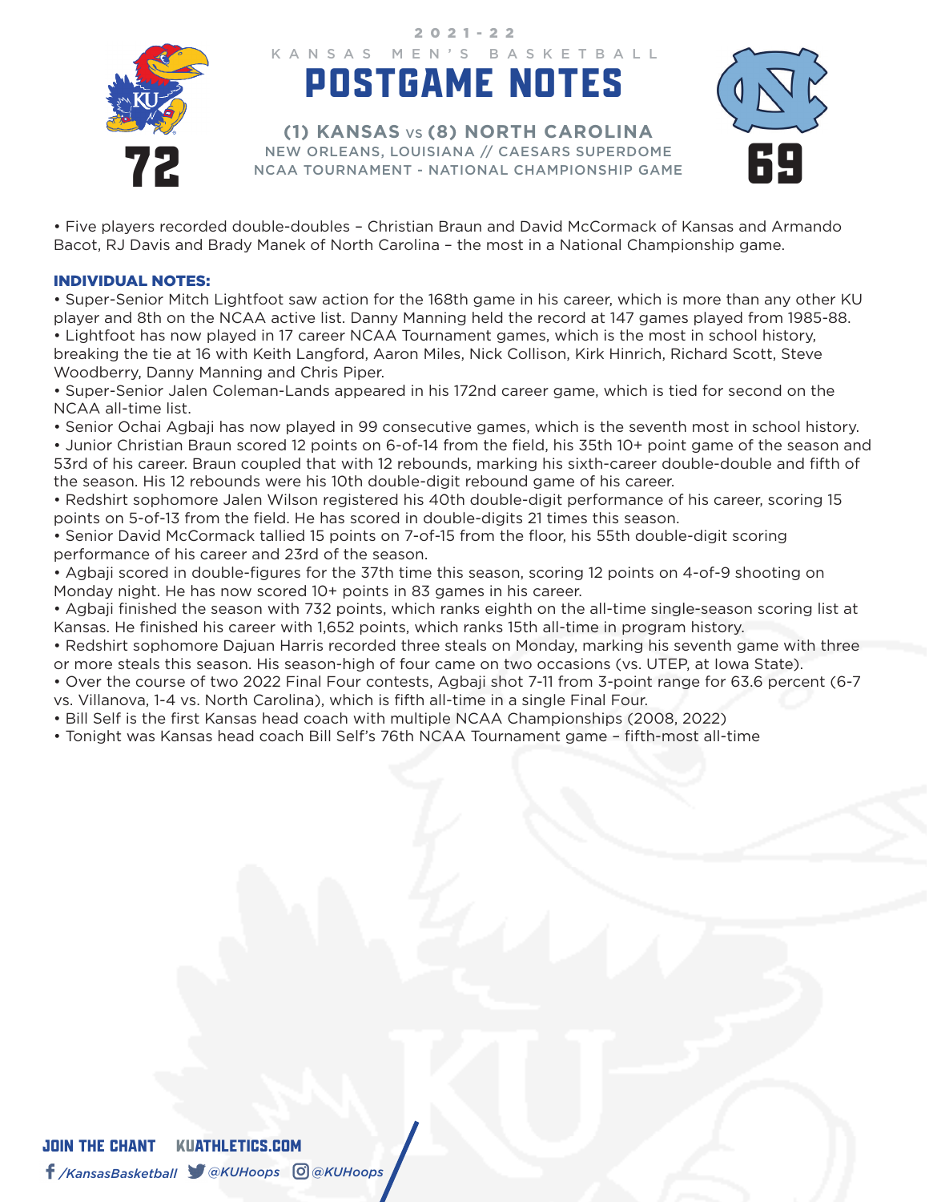2021-22

KANSAS MEN'S BASKETBALL

# POSTGAME NOTES

## (1) KANSAS vs (8) NORTH CAROLINA

NEW ORLEANS, LOUISIANA // CAESARS SUPERDOME

NCAA TOURNAMENT - NATIONAL CHAMPIONSHIP GAME

72 — 69

- Five players recorded double-doubles – Christian Braun and David McCormack of Kansas and Armando Bacot, RJ Davis and Brady Manek of North Carolina – the most in a National Championship game.

### INDIVIDUAL NOTES:

- Super-Senior Mitch Lightfoot saw action for the 168th game in his career, which is more than any other KU player and 8th on the NCAA active list. Danny Manning held the record at 147 games played from 1985-88.
- Lightfoot has now played in 17 career NCAA Tournament games, which is the most in school history, breaking the tie at 16 with Keith Langford, Aaron Miles, Nick Collison, Kirk Hinrich, Richard Scott, Steve Woodberry, Danny Manning and Chris Piper.
- Super-Senior Jalen Coleman-Lands appeared in his 172nd career game, which is tied for second on the NCAA all-time list.
- Senior Ochai Agbaji has now played in 99 consecutive games, which is the seventh most in school history.
- Junior Christian Braun scored 12 points on 6-of-14 from the field, his 35th 10+ point game of the season and 53rd of his career. Braun coupled that with 12 rebounds, marking his sixth-career double-double and fifth of the season. His 12 rebounds were his 10th double-digit rebound game of his career.
- Redshirt sophomore Jalen Wilson registered his 40th double-digit performance of his career, scoring 15 points on 5-of-13 from the field. He has scored in double-digits 21 times this season.
- Senior David McCormack tallied 15 points on 7-of-15 from the floor, his 55th double-digit scoring performance of his career and 23rd of the season.
- Agbaji scored in double-figures for the 37th time this season, scoring 12 points on 4-of-9 shooting on Monday night. He has now scored 10+ points in 83 games in his career.
- Agbaji finished the season with 732 points, which ranks eighth on the all-time single-season scoring list at Kansas. He finished his career with 1,652 points, which ranks 15th all-time in program history.
- Redshirt sophomore Dajuan Harris recorded three steals on Monday, marking his seventh game with three or more steals this season. His season-high of four came on two occasions (vs. UTEP, at Iowa State).
- Over the course of two 2022 Final Four contests, Agbaji shot 7-11 from 3-point range for 63.6 percent (6-7 vs. Villanova, 1-4 vs. North Carolina), which is fifth all-time in a single Final Four.
- Bill Self is the first Kansas head coach with multiple NCAA Championships (2008, 2022)
- Tonight was Kansas head coach Bill Self's 76th NCAA Tournament game – fifth-most all-time

JOIN THE CHANT KUATHLETICS.COM

/KansasBasketball @KUHoops @KUHoops